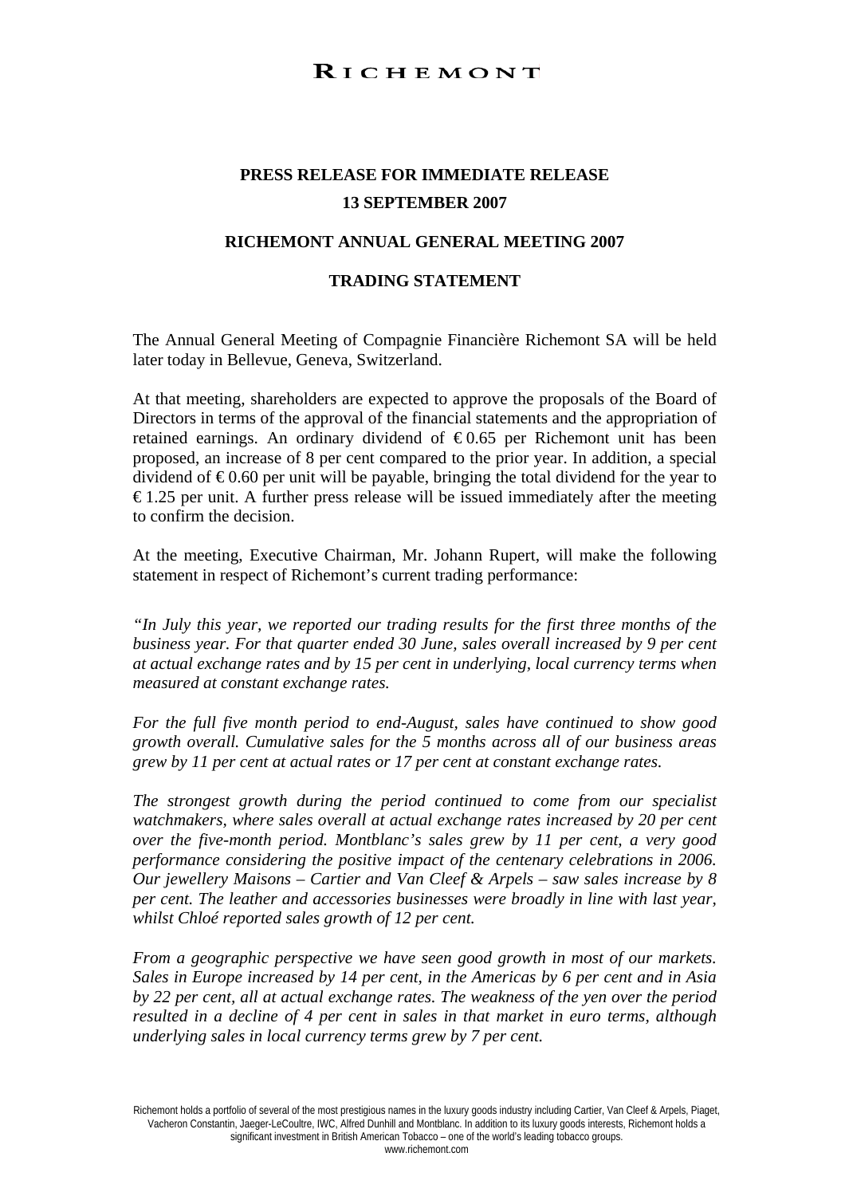# RICHEMONT

**PRESS RELEASE FOR IMMEDIATE RELEASE**

**13 SEPTEMBER 2007**

## RICHEMONT ANNUAL GENERAL MEETING 2007

## TRADING STATEMENT

The Annual General Meeting of Compagnie Financière Richemont SA will be held later today in Bellevue, Geneva, Switzerland.

At that meeting, shareholders are expected to approve the proposals of the Board of Directors in terms of the approval of the financial statements and the appropriation of retained earnings. An ordinary dividend of € 0.65 per Richemont unit has been proposed, an increase of 8 per cent compared to the prior year. In addition, a special dividend of € 0.60 per unit will be payable, bringing the total dividend for the year to € 1.25 per unit. A further press release will be issued immediately after the meeting to confirm the decision.

At the meeting, Executive Chairman, Mr. Johann Rupert, will make the following statement in respect of Richemont's current trading performance:

*"In July this year, we reported our trading results for the first three months of the business year. For that quarter ended 30 June, sales overall increased by 9 per cent at actual exchange rates and by 15 per cent in underlying, local currency terms when measured at constant exchange rates.*

*For the full five month period to end-August, sales have continued to show good growth overall. Cumulative sales for the 5 months across all of our business areas grew by 11 per cent at actual rates or 17 per cent at constant exchange rates.*

*The strongest growth during the period continued to come from our specialist watchmakers, where sales overall at actual exchange rates increased by 20 per cent over the five-month period. Montblanc's sales grew by 11 per cent, a very good performance considering the positive impact of the centenary celebrations in 2006. Our jewellery Maisons – Cartier and Van Cleef & Arpels – saw sales increase by 8 per cent. The leather and accessories businesses were broadly in line with last year, whilst Chloé reported sales growth of 12 per cent.*

*From a geographic perspective we have seen good growth in most of our markets. Sales in Europe increased by 14 per cent, in the Americas by 6 per cent and in Asia by 22 per cent, all at actual exchange rates. The weakness of the yen over the period resulted in a decline of 4 per cent in sales in that market in euro terms, although underlying sales in local currency terms grew by 7 per cent.*

Richemont holds a portfolio of several of the most prestigious names in the luxury goods industry including Cartier, Van Cleef & Arpels, Piaget, Vacheron Constantin, Jaeger-LeCoultre, IWC, Alfred Dunhill and Montblanc. In addition to its luxury goods interests, Richemont holds a significant investment in British American Tobacco – one of the world's leading tobacco groups.
www.richemont.com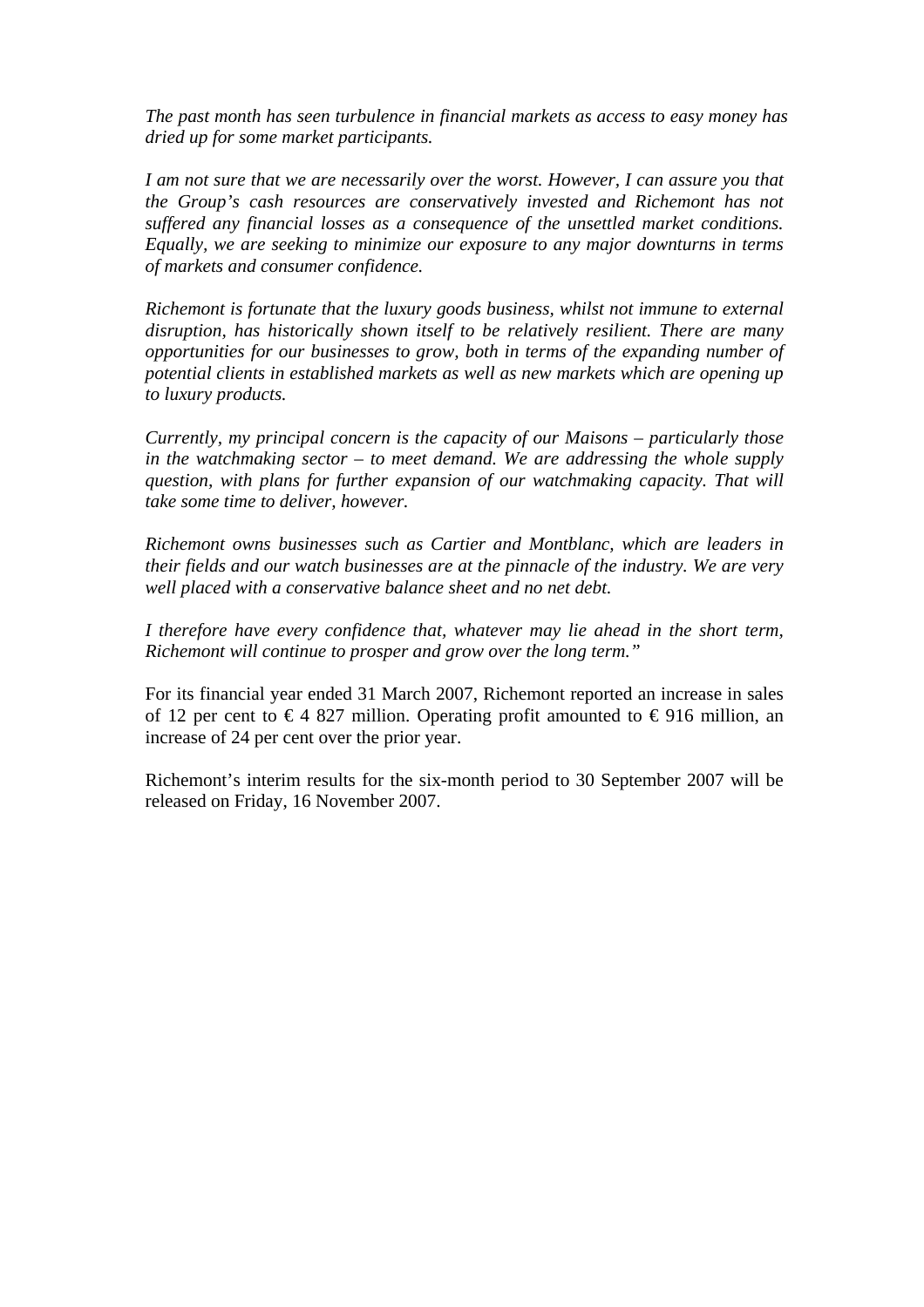*The past month has seen turbulence in financial markets as access to easy money has dried up for some market participants.*

*I am not sure that we are necessarily over the worst. However, I can assure you that the Group's cash resources are conservatively invested and Richemont has not suffered any financial losses as a consequence of the unsettled market conditions. Equally, we are seeking to minimize our exposure to any major downturns in terms of markets and consumer confidence.*

*Richemont is fortunate that the luxury goods business, whilst not immune to external disruption, has historically shown itself to be relatively resilient. There are many opportunities for our businesses to grow, both in terms of the expanding number of potential clients in established markets as well as new markets which are opening up to luxury products.*

*Currently, my principal concern is the capacity of our Maisons – particularly those in the watchmaking sector – to meet demand. We are addressing the whole supply question, with plans for further expansion of our watchmaking capacity. That will take some time to deliver, however.*

*Richemont owns businesses such as Cartier and Montblanc, which are leaders in their fields and our watch businesses are at the pinnacle of the industry. We are very well placed with a conservative balance sheet and no net debt.*

*I therefore have every confidence that, whatever may lie ahead in the short term, Richemont will continue to prosper and grow over the long term."*

For its financial year ended 31 March 2007, Richemont reported an increase in sales of 12 per cent to € 4 827 million. Operating profit amounted to € 916 million, an increase of 24 per cent over the prior year.

Richemont's interim results for the six-month period to 30 September 2007 will be released on Friday, 16 November 2007.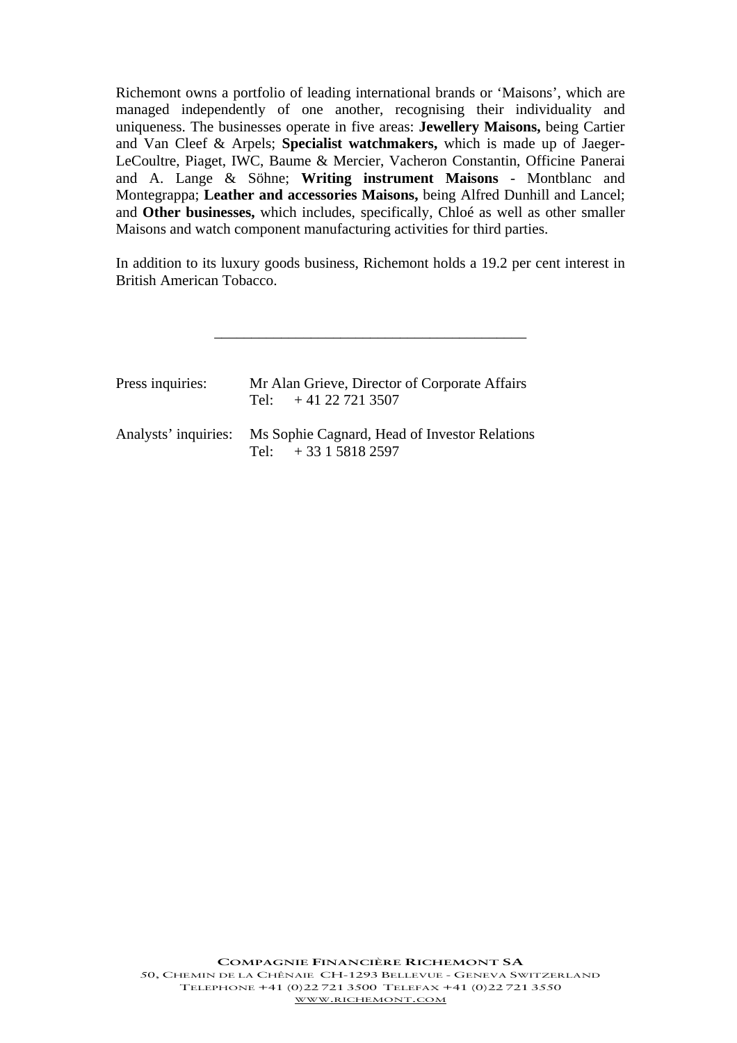Richemont owns a portfolio of leading international brands or 'Maisons', which are managed independently of one another, recognising their individuality and uniqueness. The businesses operate in five areas: **Jewellery Maisons,** being Cartier and Van Cleef & Arpels; **Specialist watchmakers,** which is made up of Jaeger-LeCoultre, Piaget, IWC, Baume & Mercier, Vacheron Constantin, Officine Panerai and A. Lange & Söhne; **Writing instrument Maisons** - Montblanc and Montegrappa; **Leather and accessories Maisons,** being Alfred Dunhill and Lancel; and **Other businesses,** which includes, specifically, Chloé as well as other smaller Maisons and watch component manufacturing activities for third parties.

In addition to its luxury goods business, Richemont holds a 19.2 per cent interest in British American Tobacco.

---

| | |
|---|---|
| Press inquiries: | Mr Alan Grieve, Director of Corporate Affairs<br>Tel: + 41 22 721 3507 |
| Analysts' inquiries: | Ms Sophie Cagnard, Head of Investor Relations<br>Tel: + 33 1 5818 2597 |

**COMPAGNIE FINANCIÈRE RICHEMONT SA**
50, CHEMIN DE LA CHÊNAIE CH-1293 BELLEVUE - GENEVA SWITZERLAND
TELEPHONE +41 (0)22 721 3500 TELEFAX +41 (0)22 721 3550
WWW.RICHEMONT.COM